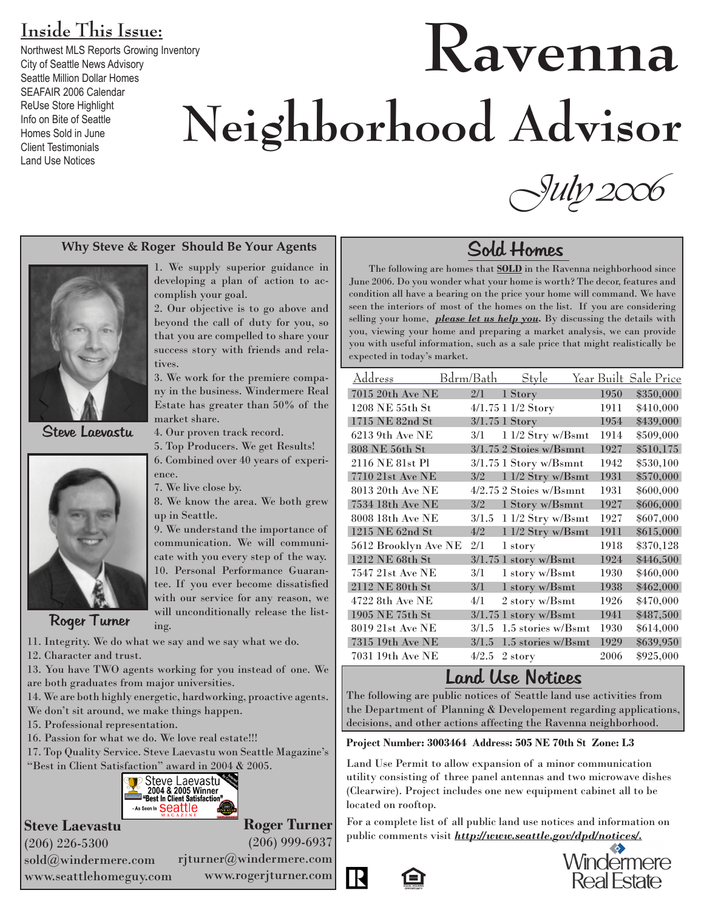# Ravenna Neighborhood Advisor

*July 2006*

## Inside This Issue:

- Northwest MLS Reports Growing Inventory
- City of Seattle News Advisory
- Seattle Million Dollar Homes
- SEAFAIR 2006 Calendar
- ReUse Store Highlight
- Info on Bite of Seattle
- Homes Sold in June
- Client Testimonials
- Land Use Notices

## Why Steve & Roger Should Be Your Agents

Steve Laevastu

Roger Turner

1. We supply superior guidance in developing a plan of action to accomplish your goal.
2. Our objective is to go above and beyond the call of duty for you, so that you are compelled to share your success story with friends and relatives.
3. We work for the premiere company in the business. Windermere Real Estate has greater than 50% of the market share.
4. Our proven track record.
5. Top Producers. We get Results!
6. Combined over 40 years of experience.
7. We live close by.
8. We know the area. We both grew up in Seattle.
9. We understand the importance of communication. We will communicate with you every step of the way.
10. Personal Performance Guarantee. If you ever become dissatisfied with our service for any reason, we will unconditionally release the listing.
11. Integrity. We do what we say and we say what we do.
12. Character and trust.
13. You have TWO agents working for you instead of one. We are both graduates from major universities.
14. We are both highly energetic, hardworking, proactive agents. We don't sit around, we make things happen.
15. Professional representation.
16. Passion for what we do. We love real estate!!!
17. Top Quality Service. Steve Laevastu won Seattle Magazine's "Best in Client Satisfaction" award in 2004 & 2005.

Steve Laevastu 2004 & 2005 Winner "Best In Client Satisfaction" - As Seen In Seattle Magazine

**Steve Laevastu**
(206) 226-5300
sold@windermere.com
www.seattlehomeguy.com

**Roger Turner**
(206) 999-6937
rjturner@windermere.com
www.rogerjturner.com

## Sold Homes

The following are homes that **SOLD** in the Ravenna neighborhood since June 2006. Do you wonder what your home is worth? The decor, features and condition all have a bearing on the price your home will command. We have seen the interiors of most of the homes on the list. If you are considering selling your home, ***please let us help you.*** By discussing the details with you, viewing your home and preparing a market analysis, we can provide you with useful information, such as a sale price that might realistically be expected in today's market.

| Address | Bdrm/Bath | Style | Year Built | Sale Price |
|---|---|---|---|---|
| 7015 20th Ave NE | 2/1 | 1 Story | 1950 | $350,000 |
| 1208 NE 55th St | 4/1.75 | 1 1/2 Story | 1911 | $410,000 |
| 1715 NE 82nd St | 3/1.75 | 1 Story | 1954 | $439,000 |
| 6213 9th Ave NE | 3/1 | 1 1/2 Stry w/Bsmt | 1914 | $509,000 |
| 808 NE 56th St | 3/1.75 | 2 Stoies w/Bsmnt | 1927 | $510,175 |
| 2116 NE 81st Pl | 3/1.75 | 1 Story w/Bsmnt | 1942 | $530,100 |
| 7710 21st Ave NE | 3/2 | 1 1/2 Stry w/Bsmt | 1931 | $570,000 |
| 8013 20th Ave NE | 4/2.75 | 2 Stoies w/Bsmnt | 1931 | $600,000 |
| 7534 18th Ave NE | 3/2 | 1 Story w/Bsmnt | 1927 | $606,000 |
| 8008 18th Ave NE | 3/1.5 | 1 1/2 Stry w/Bsmt | 1927 | $607,000 |
| 1215 NE 62nd St | 4/2 | 1 1/2 Stry w/Bsmt | 1911 | $615,000 |
| 5612 Brooklyn Ave NE | 2/1 | 1 story | 1918 | $370,128 |
| 1212 NE 68th St | 3/1.75 | 1 story w/Bsmt | 1924 | $446,500 |
| 7547 21st Ave NE | 3/1 | 1 story w/Bsmt | 1930 | $460,000 |
| 2112 NE 80th St | 3/1 | 1 story w/Bsmt | 1938 | $462,000 |
| 4722 8th Ave NE | 4/1 | 2 story w/Bsmt | 1926 | $470,000 |
| 1905 NE 75th St | 3/1.75 | 1 story w/Bsmt | 1941 | $487,500 |
| 8019 21st Ave NE | 3/1.5 | 1.5 stories w/Bsmt | 1930 | $614,000 |
| 7315 19th Ave NE | 3/1.5 | 1.5 stories w/Bsmt | 1929 | $639,950 |
| 7031 19th Ave NE | 4/2.5 | 2 story | 2006 | $925,000 |

## Land Use Notices

The following are public notices of Seattle land use activities from the Department of Planning & Developement regarding applications, decisions, and other actions affecting the Ravenna neighborhood.

**Project Number: 3003464 Address: 505 NE 70th St Zone: L3**

Land Use Permit to allow expansion of a minor communication utility consisting of three panel antennas and two microwave dishes (Clearwire). Project includes one new equipment cabinet all to be located on rooftop.

For a complete list of all public land use notices and information on public comments visit ***http://www.seattle.gov/dpd/notices/.***

Windermere Real Estate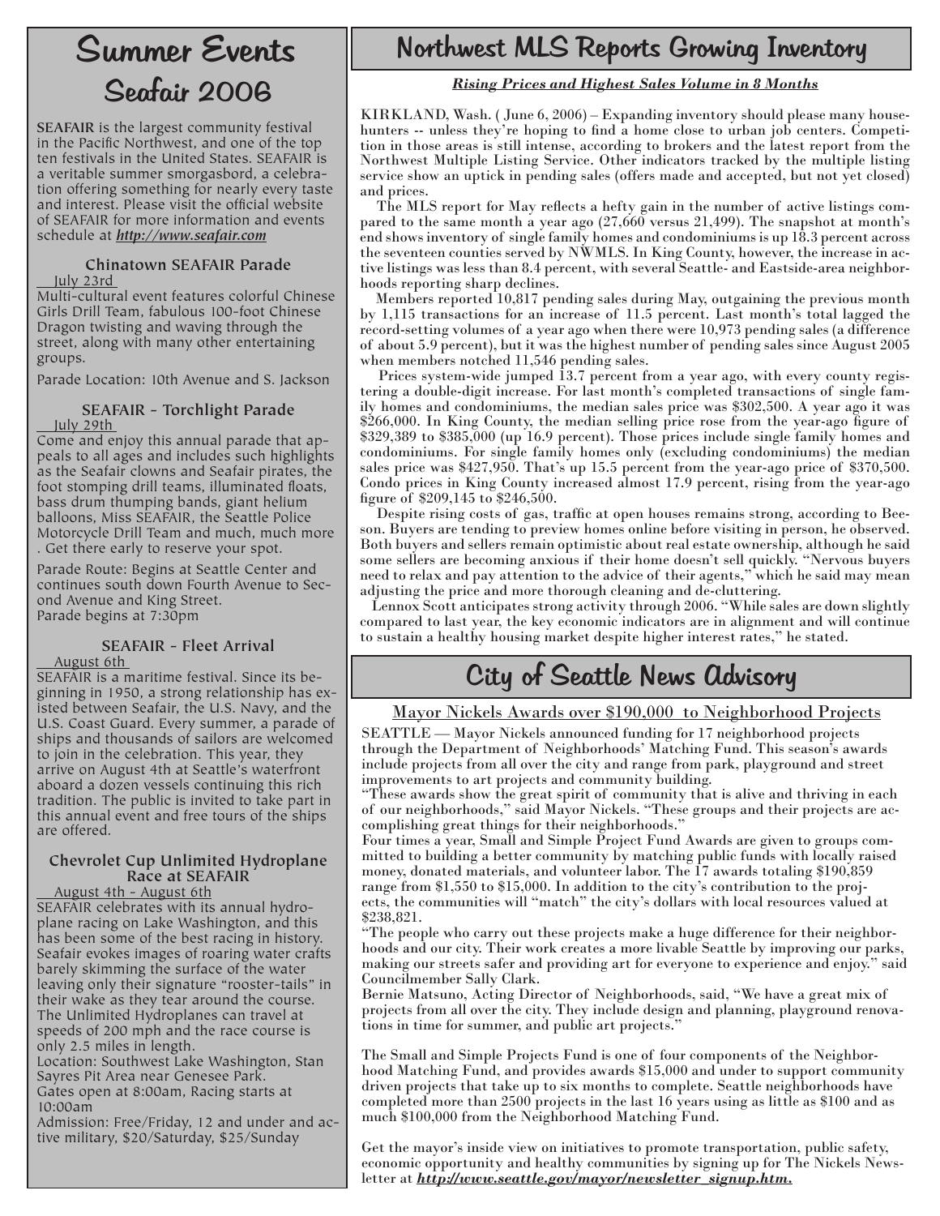# Summer Events
## Seafair 2006

**SEAFAIR** is the largest community festival in the Pacific Northwest, and one of the top ten festivals in the United States. SEAFAIR is a veritable summer smorgasbord, a celebration offering something for nearly every taste and interest. Please visit the official website of SEAFAIR for more information and events schedule at ***http://www.seafair.com***

### Chinatown SEAFAIR Parade

July 23rd

Multi-cultural event features colorful Chinese Girls Drill Team, fabulous 100-foot Chinese Dragon twisting and waving through the street, along with many other entertaining groups.

Parade Location: 10th Avenue and S. Jackson

### SEAFAIR - Torchlight Parade

July 29th

Come and enjoy this annual parade that appeals to all ages and includes such highlights as the Seafair clowns and Seafair pirates, the foot stomping drill teams, illuminated floats, bass drum thumping bands, giant helium balloons, Miss SEAFAIR, the Seattle Police Motorcycle Drill Team and much, much more . Get there early to reserve your spot.

Parade Route: Begins at Seattle Center and continues south down Fourth Avenue to Second Avenue and King Street.
Parade begins at 7:30pm

### SEAFAIR - Fleet Arrival

August 6th

SEAFAIR is a maritime festival. Since its beginning in 1950, a strong relationship has existed between Seafair, the U.S. Navy, and the U.S. Coast Guard. Every summer, a parade of ships and thousands of sailors are welcomed to join in the celebration. This year, they arrive on August 4th at Seattle's waterfront aboard a dozen vessels continuing this rich tradition. The public is invited to take part in this annual event and free tours of the ships are offered.

### Chevrolet Cup Unlimited Hydroplane Race at SEAFAIR

August 4th - August 6th

SEAFAIR celebrates with its annual hydroplane racing on Lake Washington, and this has been some of the best racing in history. Seafair evokes images of roaring water crafts barely skimming the surface of the water leaving only their signature "rooster-tails" in their wake as they tear around the course. The Unlimited Hydroplanes can travel at speeds of 200 mph and the race course is only 2.5 miles in length.
Location: Southwest Lake Washington, Stan Sayres Pit Area near Genesee Park.
Gates open at 8:00am, Racing starts at 10:00am
Admission: Free/Friday, 12 and under and active military, $20/Saturday, $25/Sunday

# Northwest MLS Reports Growing Inventory

***Rising Prices and Highest Sales Volume in 8 Months***

KIRKLAND, Wash. ( June 6, 2006) – Expanding inventory should please many house-hunters -- unless they're hoping to find a home close to urban job centers. Competition in those areas is still intense, according to brokers and the latest report from the Northwest Multiple Listing Service. Other indicators tracked by the multiple listing service show an uptick in pending sales (offers made and accepted, but not yet closed) and prices.

The MLS report for May reflects a hefty gain in the number of active listings compared to the same month a year ago (27,660 versus 21,499). The snapshot at month's end shows inventory of single family homes and condominiums is up 18.3 percent across the seventeen counties served by NWMLS. In King County, however, the increase in active listings was less than 8.4 percent, with several Seattle- and Eastside-area neighborhoods reporting sharp declines.

Members reported 10,817 pending sales during May, outgaining the previous month by 1,115 transactions for an increase of 11.5 percent. Last month's total lagged the record-setting volumes of a year ago when there were 10,973 pending sales (a difference of about 5.9 percent), but it was the highest number of pending sales since August 2005 when members notched 11,546 pending sales.

Prices system-wide jumped 13.7 percent from a year ago, with every county registering a double-digit increase. For last month's completed transactions of single family homes and condominiums, the median sales price was $302,500. A year ago it was $266,000. In King County, the median selling price rose from the year-ago figure of $329,389 to $385,000 (up 16.9 percent). Those prices include single family homes and condominiums. For single family homes only (excluding condominiums) the median sales price was $427,950. That's up 15.5 percent from the year-ago price of $370,500. Condo prices in King County increased almost 17.9 percent, rising from the year-ago figure of $209,145 to $246,500.

Despite rising costs of gas, traffic at open houses remains strong, according to Beeson. Buyers are tending to preview homes online before visiting in person, he observed. Both buyers and sellers remain optimistic about real estate ownership, although he said some sellers are becoming anxious if their home doesn't sell quickly. "Nervous buyers need to relax and pay attention to the advice of their agents," which he said may mean adjusting the price and more thorough cleaning and de-cluttering.

Lennox Scott anticipates strong activity through 2006. "While sales are down slightly compared to last year, the key economic indicators are in alignment and will continue to sustain a healthy housing market despite higher interest rates," he stated.

# City of Seattle News Advisory

## Mayor Nickels Awards over $190,000 to Neighborhood Projects

SEATTLE — Mayor Nickels announced funding for 17 neighborhood projects through the Department of Neighborhoods' Matching Fund. This season's awards include projects from all over the city and range from park, playground and street improvements to art projects and community building.

"These awards show the great spirit of community that is alive and thriving in each of our neighborhoods," said Mayor Nickels. "These groups and their projects are accomplishing great things for their neighborhoods."

Four times a year, Small and Simple Project Fund Awards are given to groups committed to building a better community by matching public funds with locally raised money, donated materials, and volunteer labor. The 17 awards totaling $190,859 range from $1,550 to $15,000. In addition to the city's contribution to the projects, the communities will "match" the city's dollars with local resources valued at $238,821.

"The people who carry out these projects make a huge difference for their neighborhoods and our city. Their work creates a more livable Seattle by improving our parks, making our streets safer and providing art for everyone to experience and enjoy." said Councilmember Sally Clark.

Bernie Matsuno, Acting Director of Neighborhoods, said, "We have a great mix of projects from all over the city. They include design and planning, playground renovations in time for summer, and public art projects."

The Small and Simple Projects Fund is one of four components of the Neighborhood Matching Fund, and provides awards $15,000 and under to support community driven projects that take up to six months to complete. Seattle neighborhoods have completed more than 2500 projects in the last 16 years using as little as $100 and as much $100,000 from the Neighborhood Matching Fund.

Get the mayor's inside view on initiatives to promote transportation, public safety, economic opportunity and healthy communities by signing up for The Nickels Newsletter at ***http://www.seattle.gov/mayor/newsletter_signup.htm.***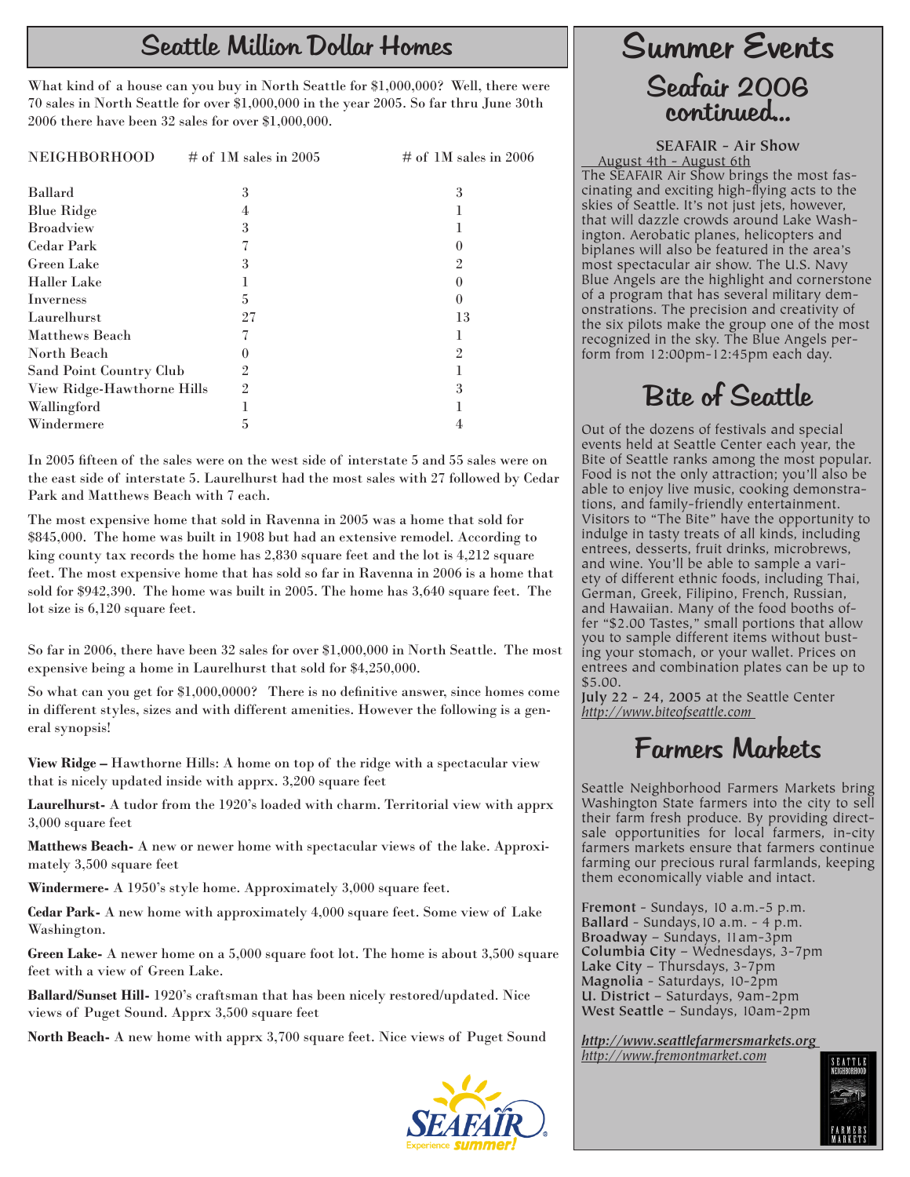# Seattle Million Dollar Homes

What kind of a house can you buy in North Seattle for $1,000,000? Well, there were 70 sales in North Seattle for over $1,000,000 in the year 2005. So far thru June 30th 2006 there have been 32 sales for over $1,000,000.

| NEIGHBORHOOD | # of 1M sales in 2005 | # of 1M sales in 2006 |
|---|---|---|
| Ballard | 3 | 3 |
| Blue Ridge | 4 | 1 |
| Broadview | 3 | 1 |
| Cedar Park | 7 | 0 |
| Green Lake | 3 | 2 |
| Haller Lake | 1 | 0 |
| Inverness | 5 | 0 |
| Laurelhurst | 27 | 13 |
| Matthews Beach | 7 | 1 |
| North Beach | 0 | 2 |
| Sand Point Country Club | 2 | 1 |
| View Ridge-Hawthorne Hills | 2 | 3 |
| Wallingford | 1 | 1 |
| Windermere | 5 | 4 |

In 2005 fifteen of the sales were on the west side of interstate 5 and 55 sales were on the east side of interstate 5. Laurelhurst had the most sales with 27 followed by Cedar Park and Matthews Beach with 7 each.

The most expensive home that sold in Ravenna in 2005 was a home that sold for $845,000. The home was built in 1908 but had an extensive remodel. According to king county tax records the home has 2,830 square feet and the lot is 4,212 square feet. The most expensive home that has sold so far in Ravenna in 2006 is a home that sold for $942,390. The home was built in 2005. The home has 3,640 square feet. The lot size is 6,120 square feet.

So far in 2006, there have been 32 sales for over $1,000,000 in North Seattle. The most expensive being a home in Laurelhurst that sold for $4,250,000.

So what can you get for $1,000,0000? There is no definitive answer, since homes come in different styles, sizes and with different amenities. However the following is a general synopsis!

**View Ridge – Hawthorne Hills:** A home on top of the ridge with a spectacular view that is nicely updated inside with apprx. 3,200 square feet

**Laurelhurst-** A tudor from the 1920's loaded with charm. Territorial view with apprx 3,000 square feet

**Matthews Beach-** A new or newer home with spectacular views of the lake. Approximately 3,500 square feet

**Windermere-** A 1950's style home. Approximately 3,000 square feet.

**Cedar Park-** A new home with approximately 4,000 square feet. Some view of Lake Washington.

**Green Lake-** A newer home on a 5,000 square foot lot. The home is about 3,500 square feet with a view of Green Lake.

**Ballard/Sunset Hill-** 1920's craftsman that has been nicely restored/updated. Nice views of Puget Sound. Apprx 3,500 square feet

**North Beach-** A new home with apprx 3,700 square feet. Nice views of Puget Sound

# Summer Events

## Seafair 2006 continued...

**SEAFAIR - Air Show**

August 4th - August 6th

The SEAFAIR Air Show brings the most fascinating and exciting high-flying acts to the skies of Seattle. It's not just jets, however, that will dazzle crowds around Lake Washington. Aerobatic planes, helicopters and biplanes will also be featured in the area's most spectacular air show. The U.S. Navy Blue Angels are the highlight and cornerstone of a program that has several military demonstrations. The precision and creativity of the six pilots make the group one of the most recognized in the sky. The Blue Angels perform from 12:00pm-12:45pm each day.

## Bite of Seattle

Out of the dozens of festivals and special events held at Seattle Center each year, the Bite of Seattle ranks among the most popular. Food is not the only attraction; you'll also be able to enjoy live music, cooking demonstrations, and family-friendly entertainment. Visitors to "The Bite" have the opportunity to indulge in tasty treats of all kinds, including entrees, desserts, fruit drinks, microbrews, and wine. You'll be able to sample a variety of different ethnic foods, including Thai, German, Greek, Filipino, French, Russian, and Hawaiian. Many of the food booths offer "$2.00 Tastes," small portions that allow you to sample different items without busting your stomach, or your wallet. Prices on entrees and combination plates can be up to $5.00.

**July 22 - 24, 2005** at the Seattle Center
*http://www.biteofseattle.com*

## Farmers Markets

Seattle Neighborhood Farmers Markets bring Washington State farmers into the city to sell their farm fresh produce. By providing direct-sale opportunities for local farmers, in-city farmers markets ensure that farmers continue farming our precious rural farmlands, keeping them economically viable and intact.

**Fremont** - Sundays, 10 a.m.-5 p.m.
**Ballard** - Sundays, 10 a.m. - 4 p.m.
**Broadway** – Sundays, 11am-3pm
**Columbia City** – Wednesdays, 3-7pm
**Lake City** – Thursdays, 3-7pm
**Magnolia** - Saturdays, 10-2pm
**U. District** – Saturdays, 9am-2pm
**West Seattle** – Sundays, 10am-2pm

***http://www.seattlefarmersmarkets.org***
*http://www.fremontmarket.com*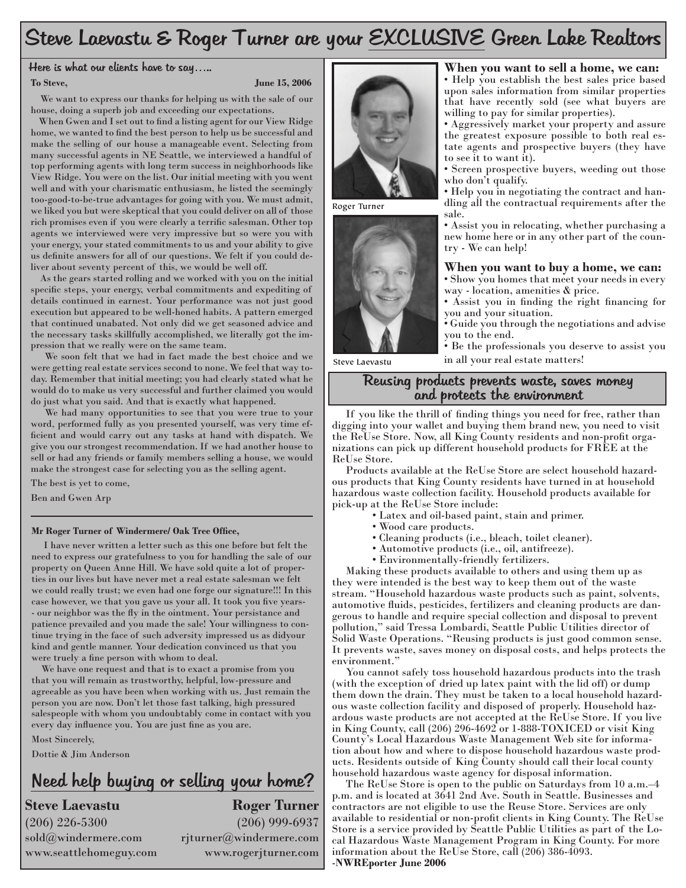# Steve Laevastu & Roger Turner are your EXCLUSIVE Green Lake Realtors

### Here is what our clients have to say.....

**To Steve,** **June 15, 2006**

We want to express our thanks for helping us with the sale of our house, doing a superb job and exceeding our expectations.

When Gwen and I set out to find a listing agent for our View Ridge home, we wanted to find the best person to help us be successful and make the selling of our house a manageable event. Selecting from many successful agents in NE Seattle, we interviewed a handful of top performing agents with long term success in neighborhoods like View Ridge. You were on the list. Our initial meeting with you went well and with your charismatic enthusiasm, he listed the seemingly too-good-to-be-true advantages for going with you. We must admit, we liked you but were skeptical that you could deliver on all of those rich promises even if you were clearly a terrific salesman. Other top agents we interviewed were very impressive but so were you with your energy, your stated commitments to us and your ability to give us definite answers for all of our questions. We felt if you could deliver about seventy percent of this, we would be well off.

As the gears started rolling and we worked with you on the initial specific steps, your energy, verbal commitments and expediting of details continued in earnest. Your performance was not just good execution but appeared to be well-honed habits. A pattern emerged that continued unabated. Not only did we get seasoned advice and the necessary tasks skillfully accomplished, we literally got the impression that we really were on the same team.

We soon felt that we had in fact made the best choice and we were getting real estate services second to none. We feel that way today. Remember that initial meeting; you had clearly stated what he would do to make us very successful and further claimed you would do just what you said. And that is exactly what happened.

We had many opportunities to see that you were true to your word, performed fully as you presented yourself, was very time efficient and would carry out any tasks at hand with dispatch. We give you our strongest recommendation. If we had another house to sell or had any friends or family members selling a house, we would make the strongest case for selecting you as the selling agent.

The best is yet to come,

Ben and Gwen Arp

---

**Mr Roger Turner of Windermere/ Oak Tree Office,**

I have never written a letter such as this one before but felt the need to express our gratefulness to you for handling the sale of our property on Queen Anne Hill. We have sold quite a lot of properties in our lives but have never met a real estate salesman we felt we could really trust; we even had one forge our signature!!! In this case however, we that you gave us your all. It took you five years-- our neighbor was the fly in the ointment. Your persistance and patience prevailed and you made the sale! Your willingness to continue trying in the face of such adversity impressed us as didyour kind and gentle manner. Your dedication convinced us that you were truely a fine person with whom to deal.

We have one request and that is to exact a promise from you that you will remain as trustworthy, helpful, low-pressure and agreeable as you have been when working with us. Just remain the person you are now. Don't let those fast talking, high pressured salespeople with whom you undoubtably come in contact with you every day influence you. You are just fine as you are.

Most Sincerely,

Dottie & Jim Anderson

## Need help buying or selling your home?

| **Steve Laevastu** | **Roger Turner** |
|---|---|
| (206) 226-5300 | (206) 999-6937 |
| sold@windermere.com | rjturner@windermere.com |
| www.seattlehomeguy.com | www.rogerjturner.com |

Roger Turner

Steve Laevastu

### When you want to sell a home, we can:

- Help you establish the best sales price based upon sales information from similar properties that have recently sold (see what buyers are willing to pay for similar properties).
- Aggressively market your property and assure the greatest exposure possible to both real estate agents and prospective buyers (they have to see it to want it).
- Screen prospective buyers, weeding out those who don't qualify.
- Help you in negotiating the contract and handling all the contractual requirements after the sale.
- Assist you in relocating, whether purchasing a new home here or in any other part of the country - We can help!

### When you want to buy a home, we can:

- Show you homes that meet your needs in every way - location, amenities & price.
- Assist you in finding the right financing for you and your situation.
- Guide you through the negotiations and advise you to the end.
- Be the professionals you deserve to assist you in all your real estate matters!

## Reusing products prevents waste, saves money and protects the environment

If you like the thrill of finding things you need for free, rather than digging into your wallet and buying them brand new, you need to visit the ReUse Store. Now, all King County residents and non-profit organizations can pick up different household products for FREE at the ReUse Store.

Products available at the ReUse Store are select household hazardous products that King County residents have turned in at household hazardous waste collection facility. Household products available for pick-up at the ReUse Store include:

- Latex and oil-based paint, stain and primer.
- Wood care products.
- Cleaning products (i.e., bleach, toilet cleaner).
- Automotive products (i.e., oil, antifreeze).
- Environmentally-friendly fertilizers.

Making these products available to others and using them up as they were intended is the best way to keep them out of the waste stream. "Household hazardous waste products such as paint, solvents, automotive fluids, pesticides, fertilizers and cleaning products are dangerous to handle and require special collection and disposal to prevent pollution," said Tressa Lombardi, Seattle Public Utilities director of Solid Waste Operations. "Reusing products is just good common sense. It prevents waste, saves money on disposal costs, and helps protects the environment."

You cannot safely toss household hazardous products into the trash (with the exception of dried up latex paint with the lid off) or dump them down the drain. They must be taken to a local household hazardous waste collection facility and disposed of properly. Household hazardous waste products are not accepted at the ReUse Store. If you live in King County, call (206) 296-4692 or 1-888-TOXICED or visit King County's Local Hazardous Waste Management Web site for information about how and where to dispose household hazardous waste products. Residents outside of King County should call their local county household hazardous waste agency for disposal information.

The ReUse Store is open to the public on Saturdays from 10 a.m.–4 p.m. and is located at 3641 2nd Ave. South in Seattle. Businesses and contractors are not eligible to use the Reuse Store. Services are only available to residential or non-profit clients in King County. The ReUse Store is a service provided by Seattle Public Utilities as part of the Local Hazardous Waste Management Program in King County. For more information about the ReUse Store, call (206) 386-4093.

**-NWREporter June 2006**